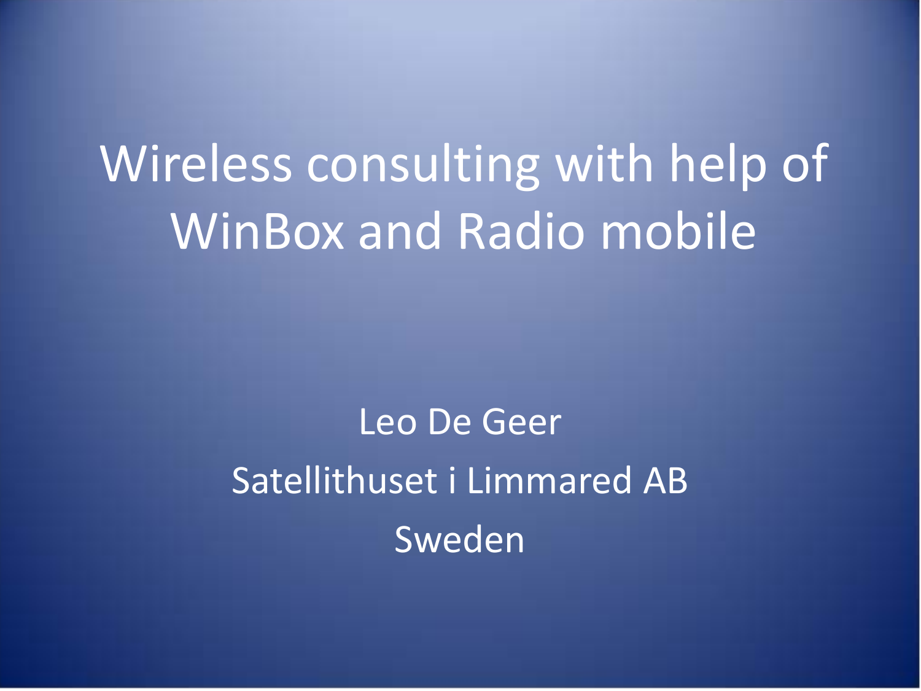# Wireless consulting with help of WinBox and Radio mobile

Leo De Geer

Satellithuset i Limmared AB

Sweden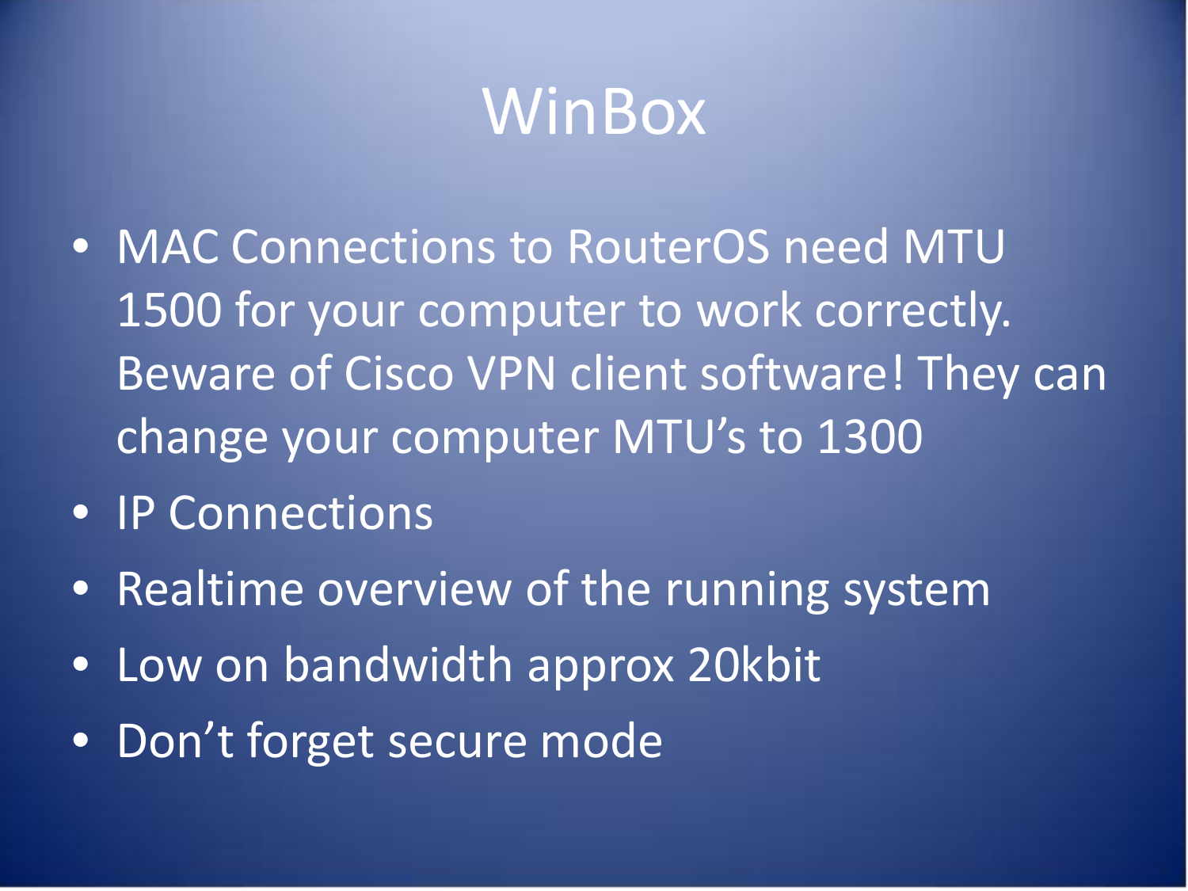# WinBox

- MAC Connections to RouterOS need MTU 1500 for your computer to work correctly. Beware of Cisco VPN client software! They can change your computer MTU's to 1300
- IP Connections
- Realtime overview of the running system
- Low on bandwidth approx 20kbit
- Don't forget secure mode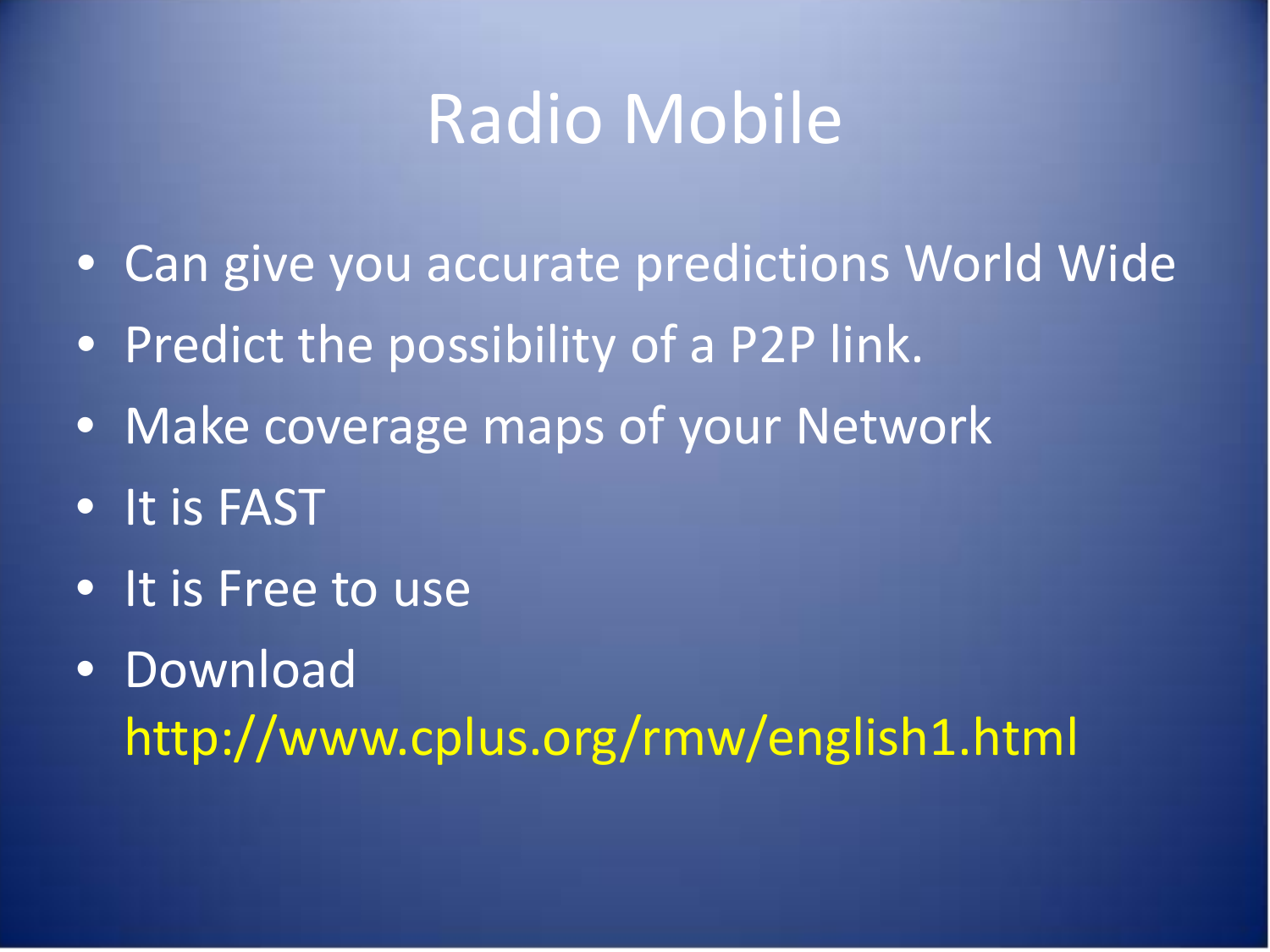# Radio Mobile

- Can give you accurate predictions World Wide
- Predict the possibility of a P2P link.
- Make coverage maps of your Network
- It is FAST
- It is Free to use
- Download http://www.cplus.org/rmw/english1.html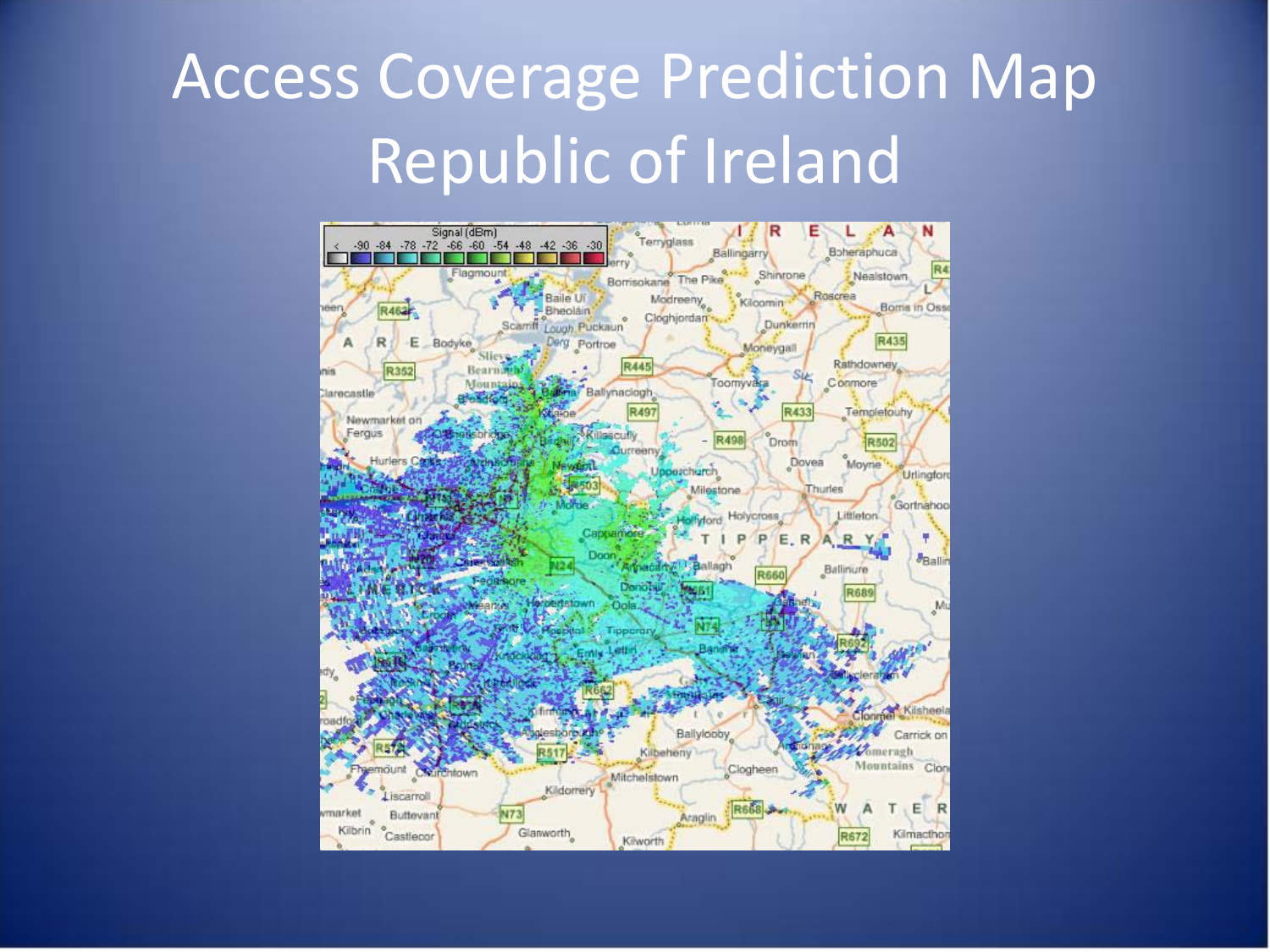# Access Coverage Prediction Map Republic of Ireland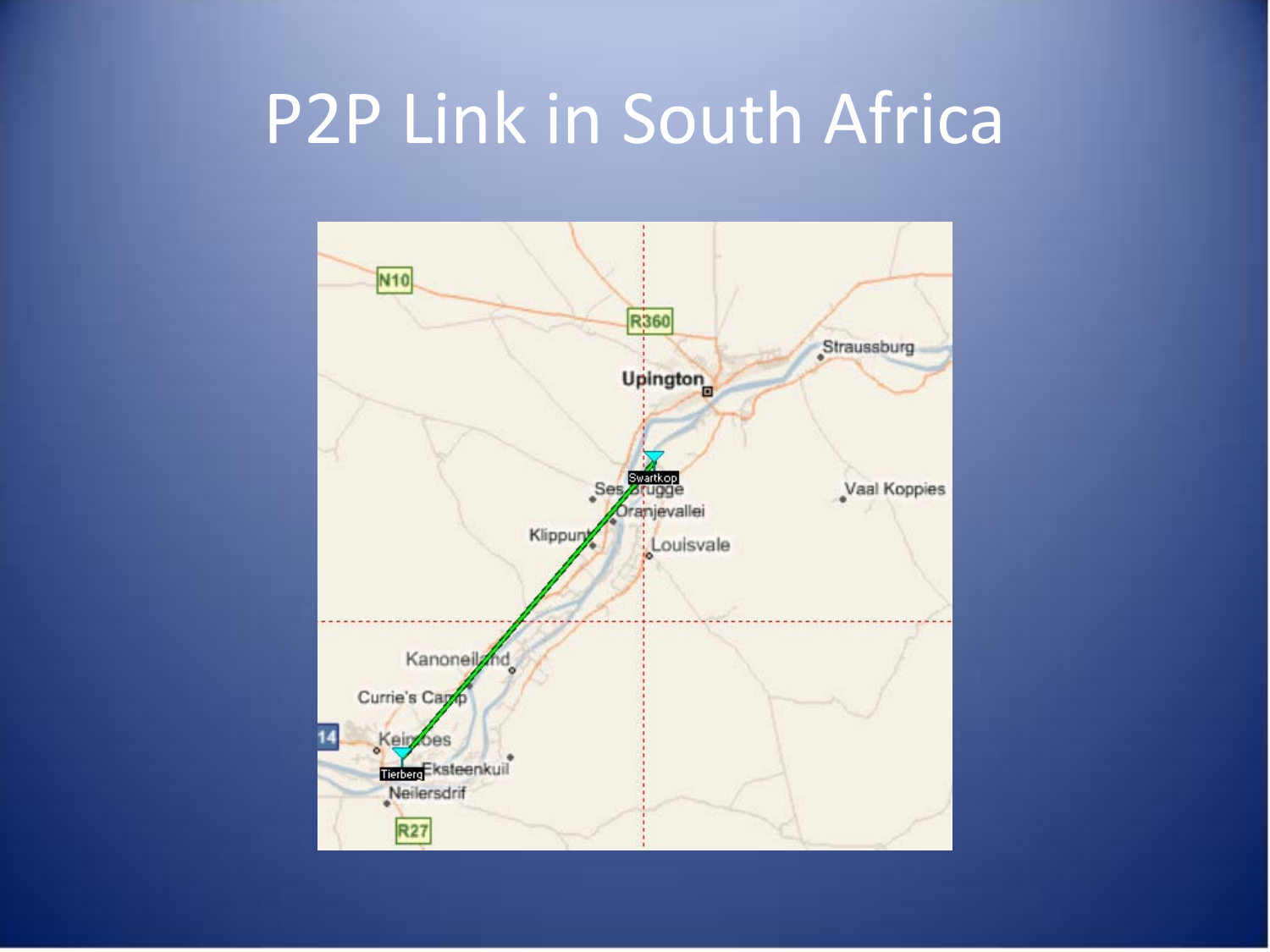# P2P Link in South Africa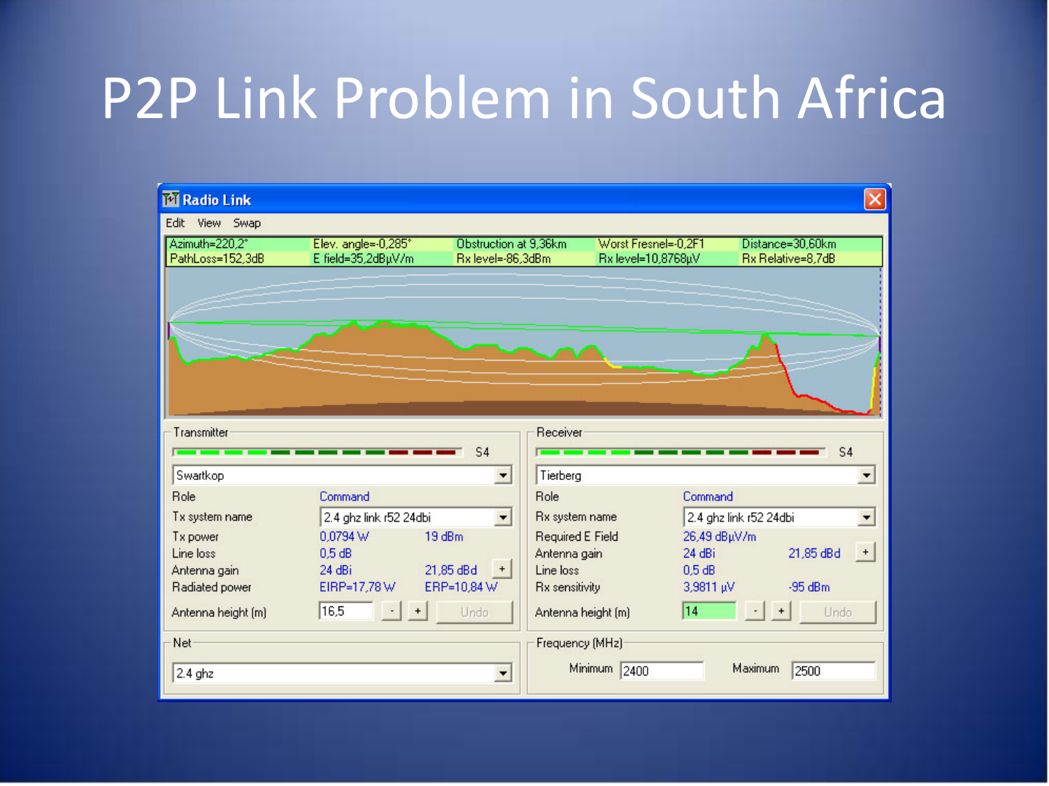# P2P Link Problem in South Africa

**Radio Link**

Edit View Swap

| | | | | |
|---|---|---|---|---|
| Azimuth=220,2° | Elev. angle=-0,285° | Obstruction at 9,36km | Worst Fresnel=-0,2F1 | Distance=30,60km |
| PathLoss=152,3dB | E field=35,2dBµV/m | Rx level=-86,3dBm | Rx level=10,8768µV | Rx Relative=8,7dB |

**Transmitter**

S4

Swartkop

| | | |
|---|---|---|
| Role | Command | |
| Tx system name | 2.4 ghz link r52 24dbi | |
| Tx power | 0,0794 W | 19 dBm |
| Line loss | 0,5 dB | |
| Antenna gain | 24 dBi | 21,85 dBd |
| Radiated power | EIRP=17,78 W | ERP=10,84 W |
| Antenna height (m) | 16,5 | |

**Receiver**

S4

Tierberg

| | | |
|---|---|---|
| Role | Command | |
| Rx system name | 2.4 ghz link r52 24dbi | |
| Required E Field | 26,49 dBµV/m | |
| Antenna gain | 24 dBi | 21,85 dBd |
| Line loss | 0,5 dB | |
| Rx sensitivity | 3,9811 µV | -95 dBm |
| Antenna height (m) | 14 | |

**Net**

2.4 ghz

**Frequency (MHz)**

Minimum 2400 Maximum 2500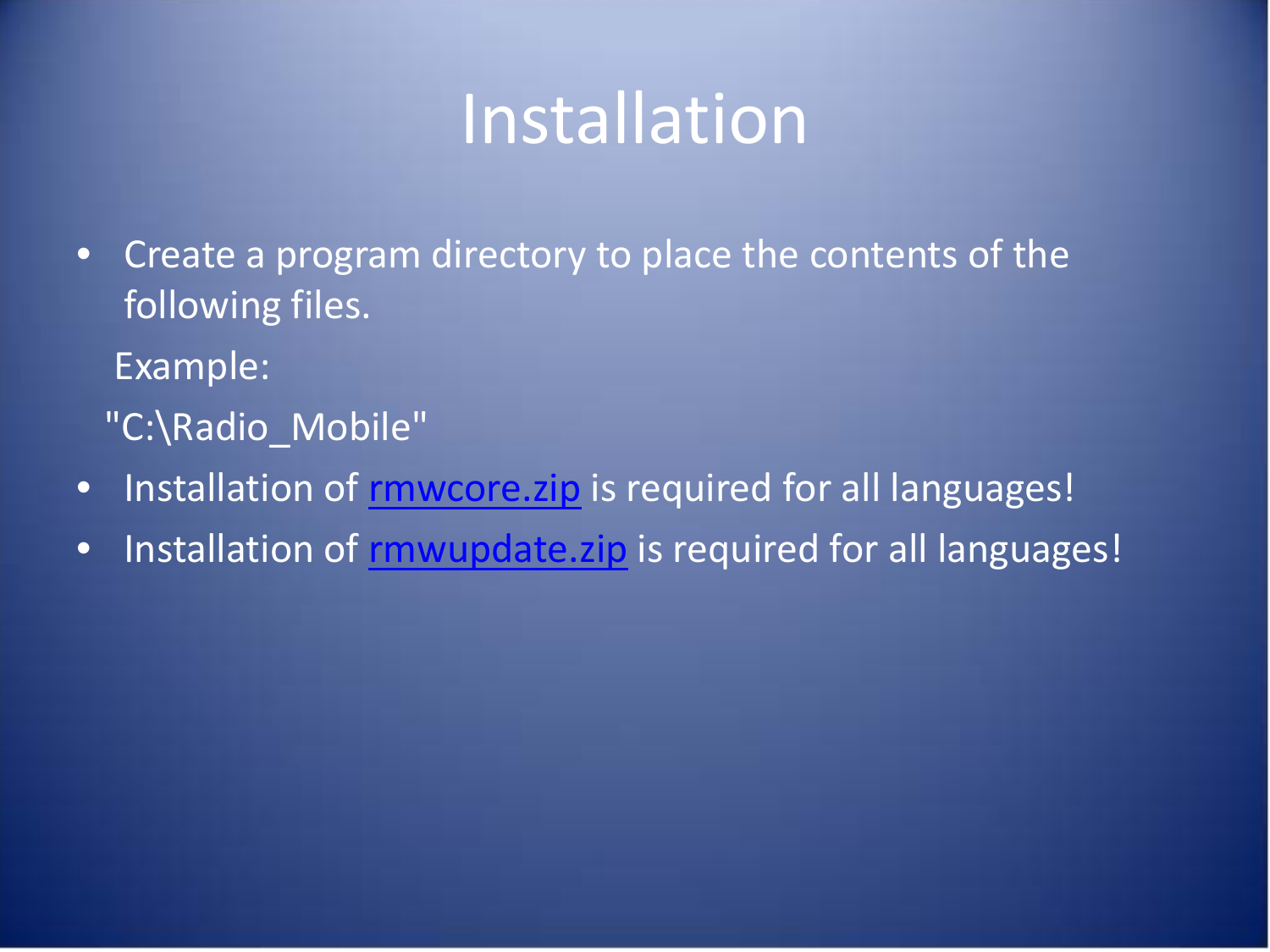# Installation

- Create a program directory to place the contents of the following files.

  Example:

  "C:\Radio_Mobile"

- Installation of rmwcore.zip is required for all languages!
- Installation of rmwupdate.zip is required for all languages!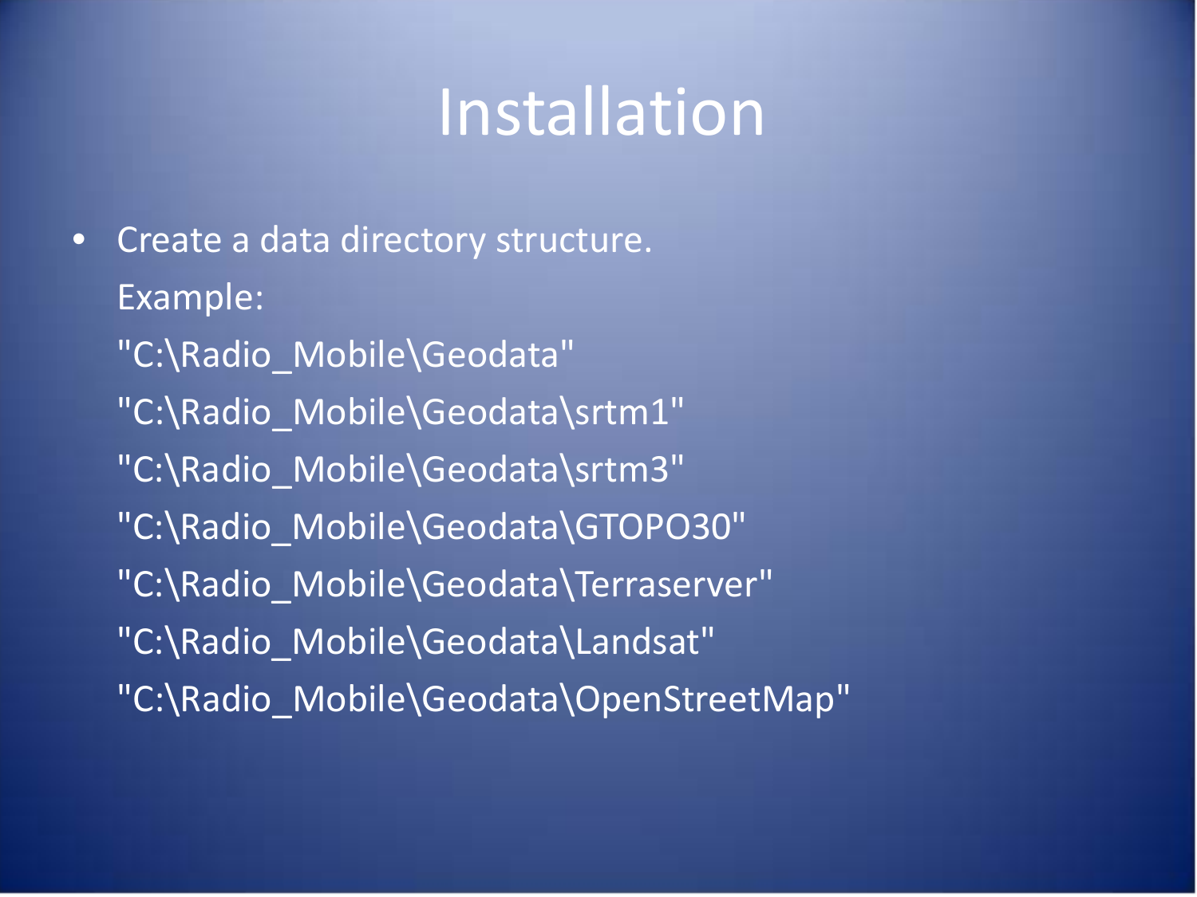# Installation

- Create a data directory structure.

  Example:

  "C:\Radio_Mobile\Geodata"

  "C:\Radio_Mobile\Geodata\srtm1"

  "C:\Radio_Mobile\Geodata\srtm3"

  "C:\Radio_Mobile\Geodata\GTOPO30"

  "C:\Radio_Mobile\Geodata\Terraserver"

  "C:\Radio_Mobile\Geodata\Landsat"

  "C:\Radio_Mobile\Geodata\OpenStreetMap"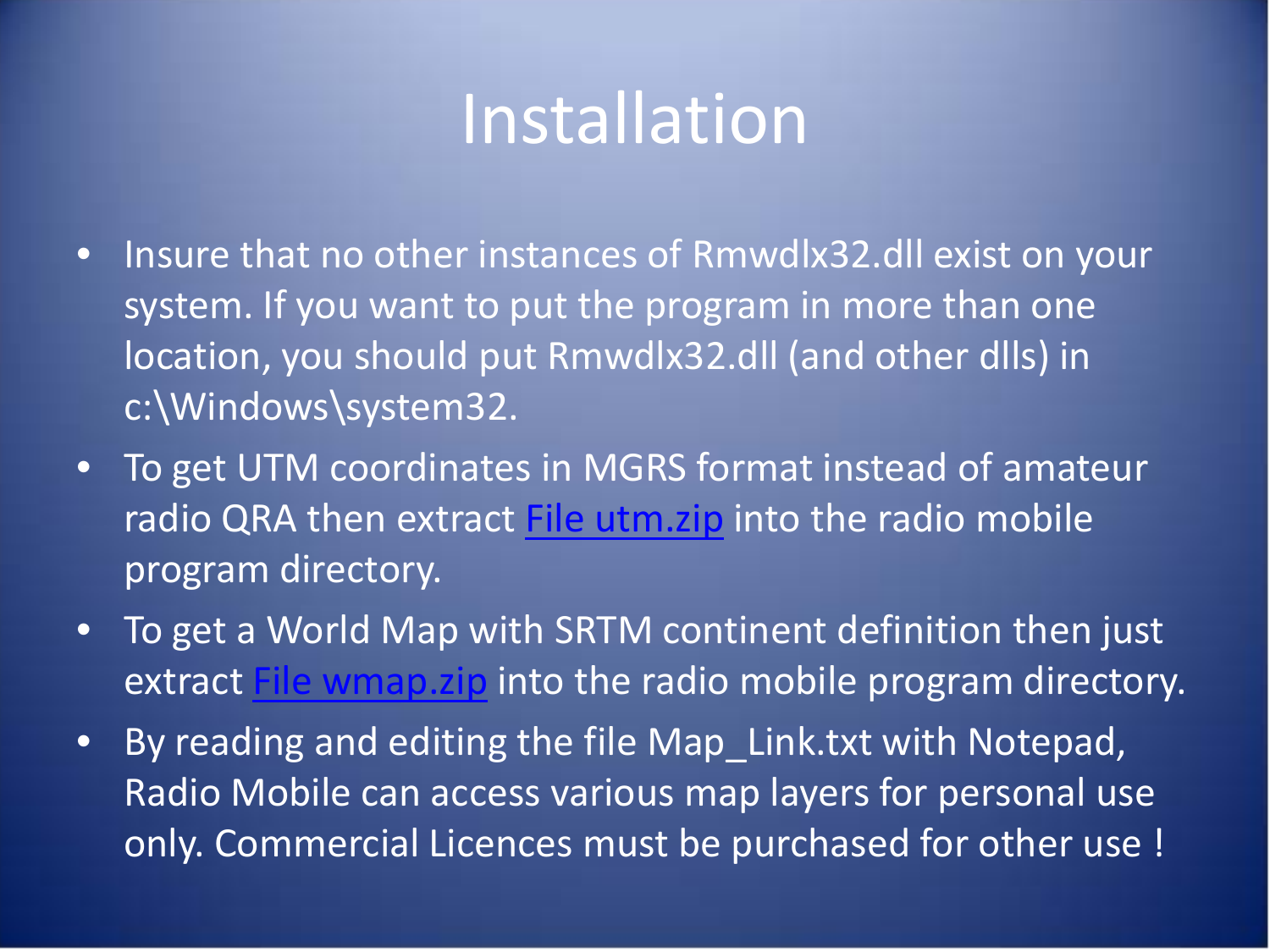# Installation

- Insure that no other instances of Rmwdlx32.dll exist on your system. If you want to put the program in more than one location, you should put Rmwdlx32.dll (and other dlls) in c:\Windows\system32.
- To get UTM coordinates in MGRS format instead of amateur radio QRA then extract File utm.zip into the radio mobile program directory.
- To get a World Map with SRTM continent definition then just extract File wmap.zip into the radio mobile program directory.
- By reading and editing the file Map_Link.txt with Notepad, Radio Mobile can access various map layers for personal use only. Commercial Licences must be purchased for other use !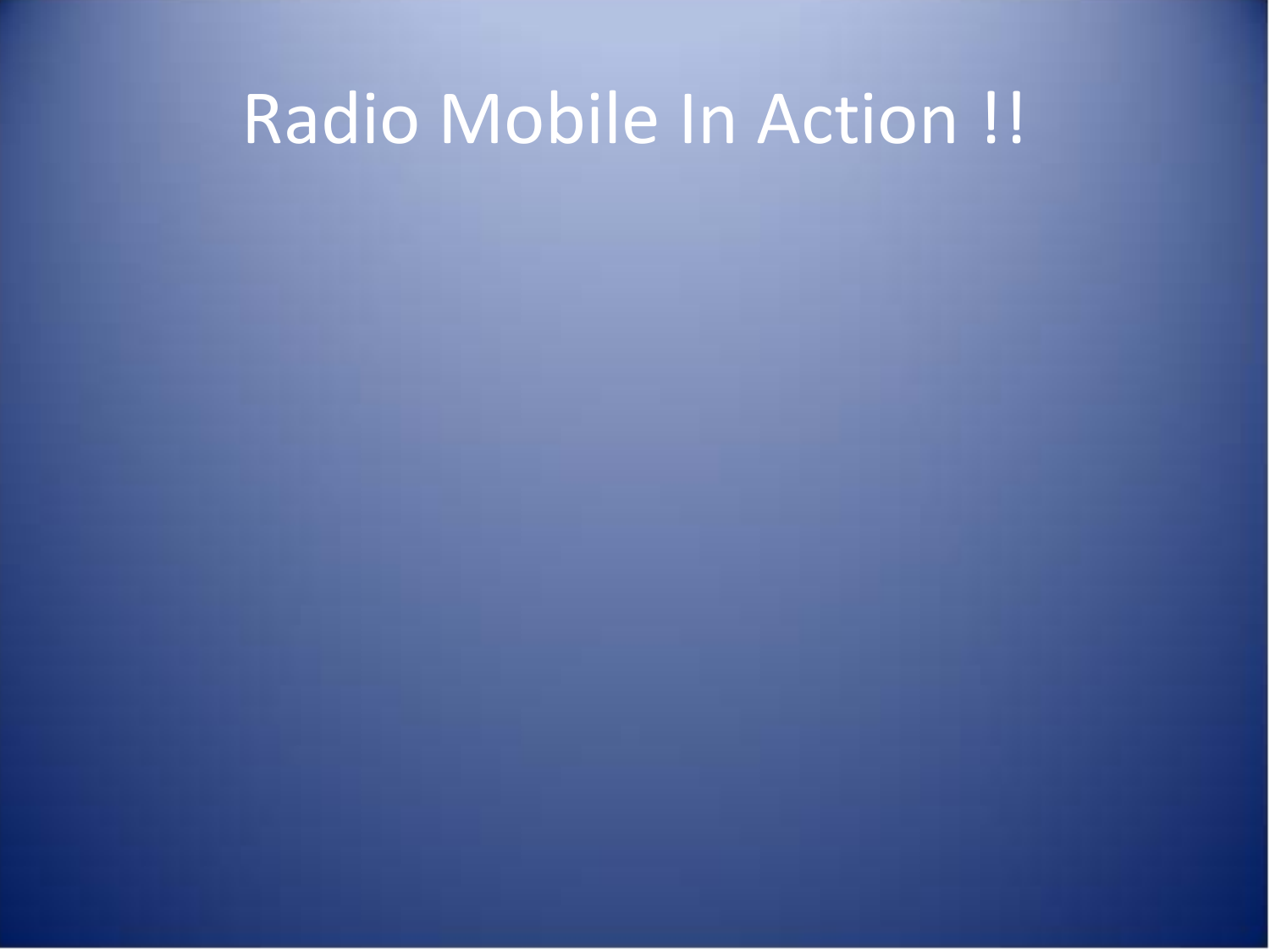# Radio Mobile In Action !!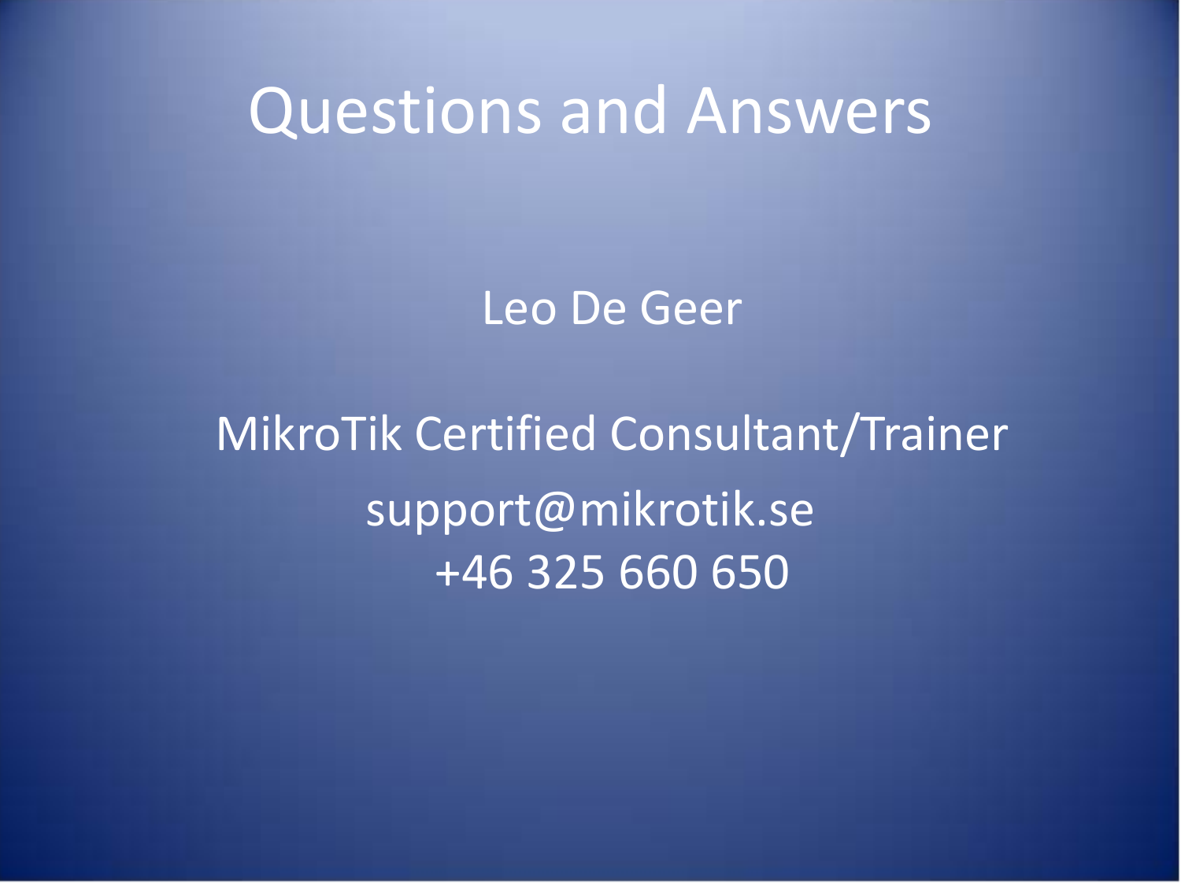# Questions and Answers

Leo De Geer

MikroTik Certified Consultant/Trainer

support@mikrotik.se

+46 325 660 650